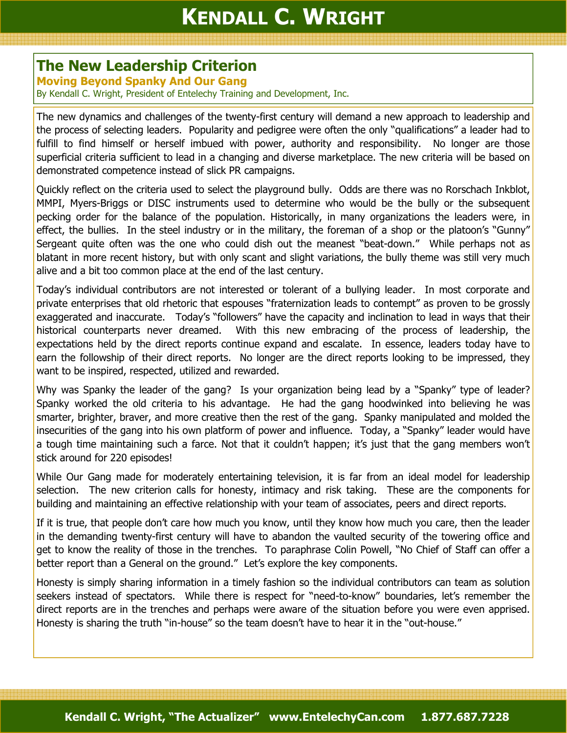# The New Leadership Criterion

## Moving Beyond Spanky And Our Gang

By Kendall C. Wright, President of Entelechy Training and Development, Inc.

The new dynamics and challenges of the twenty-first century will demand a new approach to leadership and the process of selecting leaders. Popularity and pedigree were often the only "qualifications" a leader had to fulfill to find himself or herself imbued with power, authority and responsibility. No longer are those superficial criteria sufficient to lead in a changing and diverse marketplace. The new criteria will be based on demonstrated competence instead of slick PR campaigns.

Quickly reflect on the criteria used to select the playground bully. Odds are there was no Rorschach Inkblot, MMPI, Myers-Briggs or DISC instruments used to determine who would be the bully or the subsequent pecking order for the balance of the population. Historically, in many organizations the leaders were, in effect, the bullies. In the steel industry or in the military, the foreman of a shop or the platoon's "Gunny" Sergeant quite often was the one who could dish out the meanest "beat-down." While perhaps not as blatant in more recent history, but with only scant and slight variations, the bully theme was still very much alive and a bit too common place at the end of the last century.

Today's individual contributors are not interested or tolerant of a bullying leader. In most corporate and private enterprises that old rhetoric that espouses "fraternization leads to contempt" as proven to be grossly exaggerated and inaccurate. Today's "followers" have the capacity and inclination to lead in ways that their historical counterparts never dreamed. With this new embracing of the process of leadership, the expectations held by the direct reports continue expand and escalate. In essence, leaders today have to earn the followship of their direct reports. No longer are the direct reports looking to be impressed, they want to be inspired, respected, utilized and rewarded.

Why was Spanky the leader of the gang? Is your organization being lead by a "Spanky" type of leader? Spanky worked the old criteria to his advantage. He had the gang hoodwinked into believing he was smarter, brighter, braver, and more creative then the rest of the gang. Spanky manipulated and molded the insecurities of the gang into his own platform of power and influence. Today, a "Spanky" leader would have a tough time maintaining such a farce. Not that it couldn't happen; it's just that the gang members won't stick around for 220 episodes!

While Our Gang made for moderately entertaining television, it is far from an ideal model for leadership selection. The new criterion calls for honesty, intimacy and risk taking. These are the components for building and maintaining an effective relationship with your team of associates, peers and direct reports.

If it is true, that people don't care how much you know, until they know how much you care, then the leader in the demanding twenty-first century will have to abandon the vaulted security of the towering office and get to know the reality of those in the trenches. To paraphrase Colin Powell, "No Chief of Staff can offer a better report than a General on the ground." Let's explore the key components.

Honesty is simply sharing information in a timely fashion so the individual contributors can team as solution seekers instead of spectators. While there is respect for "need-to-know" boundaries, let's remember the direct reports are in the trenches and perhaps were aware of the situation before you were even apprised. Honesty is sharing the truth "in-house" so the team doesn't have to hear it in the "out-house."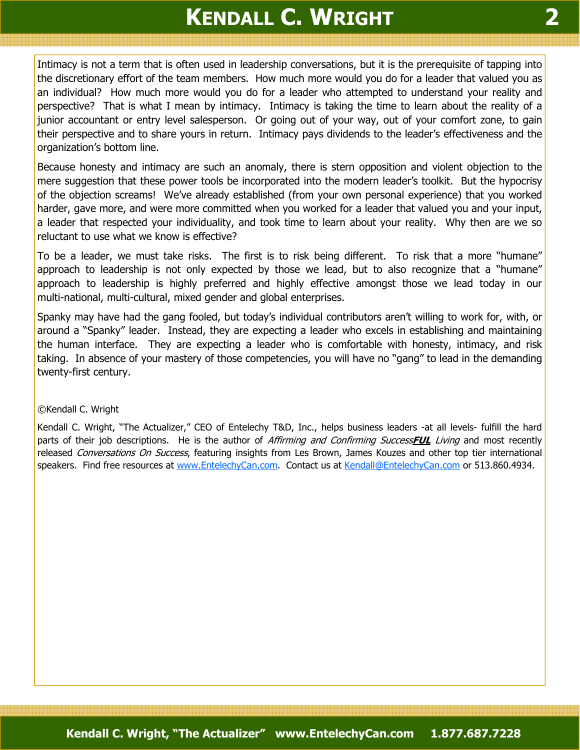Intimacy is not a term that is often used in leadership conversations, but it is the prerequisite of tapping into the discretionary effort of the team members. How much more would you do for a leader that valued you as an individual? How much more would you do for a leader who attempted to understand your reality and perspective? That is what I mean by intimacy. Intimacy is taking the time to learn about the reality of a junior accountant or entry level salesperson. Or going out of your way, out of your comfort zone, to gain their perspective and to share yours in return. Intimacy pays dividends to the leader's effectiveness and the organization's bottom line.

Because honesty and intimacy are such an anomaly, there is stern opposition and violent objection to the mere suggestion that these power tools be incorporated into the modern leader's toolkit. But the hypocrisy of the objection screams! We've already established (from your own personal experience) that you worked harder, gave more, and were more committed when you worked for a leader that valued you and your input, a leader that respected your individuality, and took time to learn about your reality. Why then are we so reluctant to use what we know is effective?

To be a leader, we must take risks. The first is to risk being different. To risk that a more "humane" approach to leadership is not only expected by those we lead, but to also recognize that a "humane" approach to leadership is highly preferred and highly effective amongst those we lead today in our multi-national, multi-cultural, mixed gender and global enterprises.

Spanky may have had the gang fooled, but today's individual contributors aren't willing to work for, with, or around a "Spanky" leader. Instead, they are expecting a leader who excels in establishing and maintaining the human interface. They are expecting a leader who is comfortable with honesty, intimacy, and risk taking. In absence of your mastery of those competencies, you will have no "gang" to lead in the demanding twenty-first century.

©Kendall C. Wright

Kendall C. Wright, "The Actualizer," CEO of Entelechy T&D, Inc., helps business leaders -at all levels- fulfill the hard parts of their job descriptions. He is the author of *Affirming and Confirming Success**FUL** Living* and most recently released *Conversations On Success*, featuring insights from Les Brown, James Kouzes and other top tier international speakers. Find free resources at www.EntelechyCan.com. Contact us at Kendall@EntelechyCan.com or 513.860.4934.